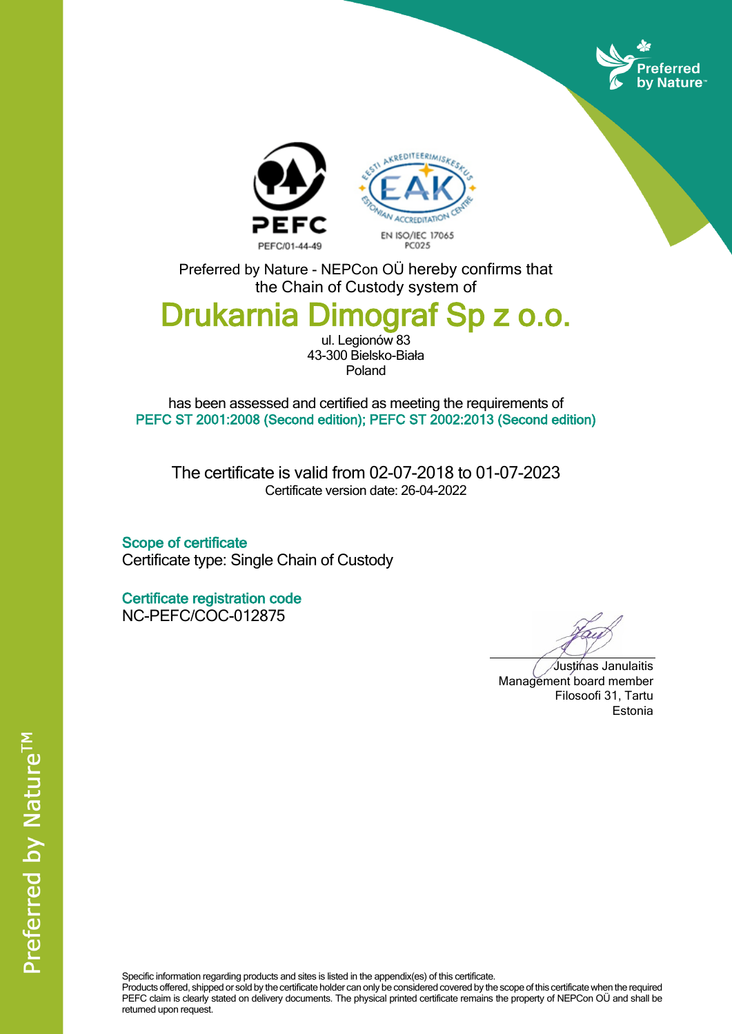Preferred by Nature

PEFC

PEFC/01-44-49

EESTI AKREDITEERIMISKESKUS
EAK
ESTONIAN ACCREDITATION CENTRE
EN ISO/IEC 17065
PC025

Preferred by Nature - NEPCon OÜ hereby confirms that
the Chain of Custody system of

# Drukarnia Dimograf Sp z o.o.

ul. Legionów 83
43-300 Bielsko-Biała
Poland

has been assessed and certified as meeting the requirements of
PEFC ST 2001:2008 (Second edition); PEFC ST 2002:2013 (Second edition)

The certificate is valid from 02-07-2018 to 01-07-2023
Certificate version date: 26-04-2022

## Scope of certificate

Certificate type: Single Chain of Custody

## Certificate registration code

NC-PEFC/COC-012875

Justinas Janulaitis
Management board member
Filosoofi 31, Tartu
Estonia

Specific information regarding products and sites is listed in the appendix(es) of this certificate.
Products offered, shipped or sold by the certificate holder can only be considered covered by the scope of this certificate when the required PEFC claim is clearly stated on delivery documents. The physical printed certificate remains the property of NEPCon OÜ and shall be returned upon request.

Preferred by Nature™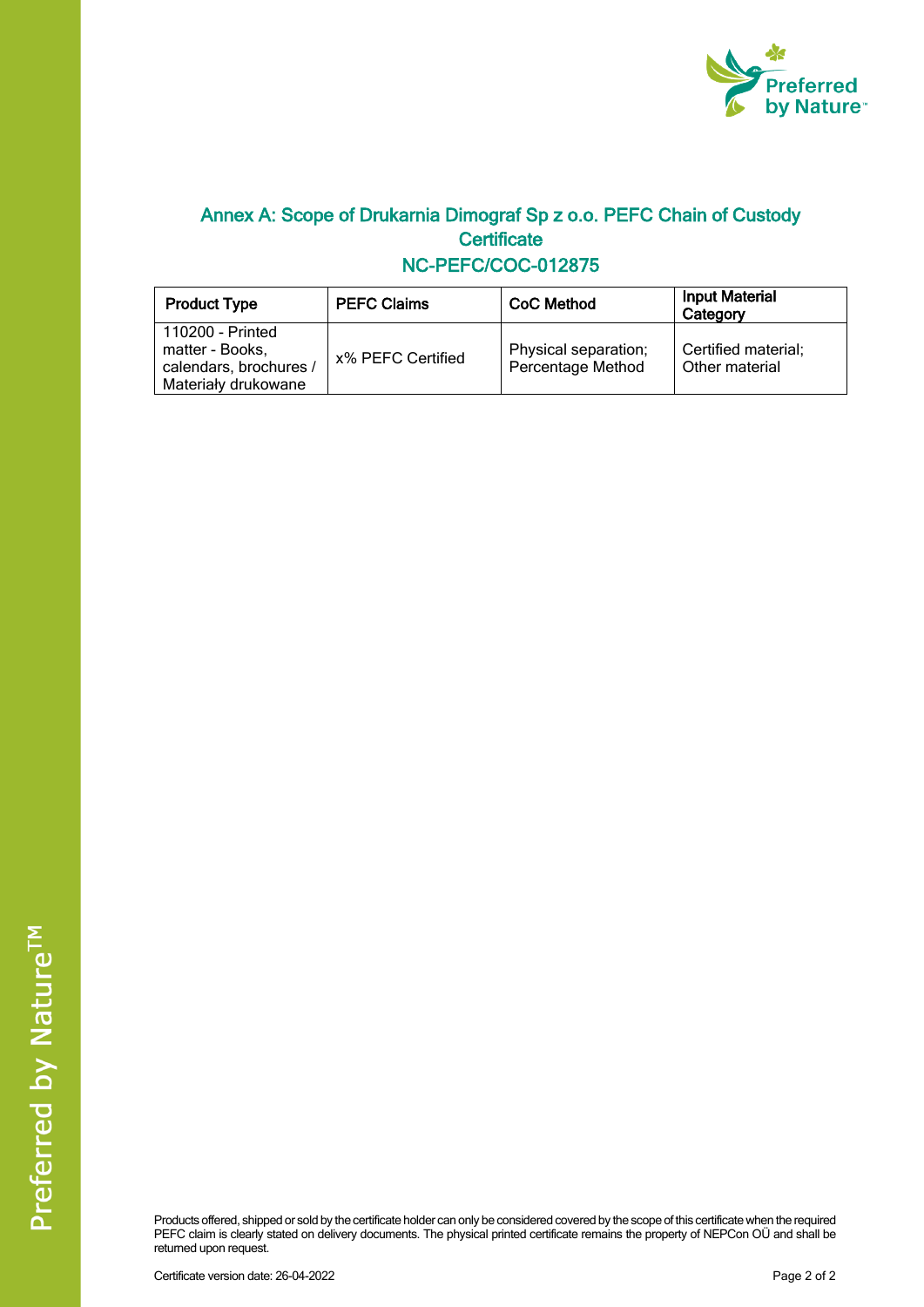## Annex A: Scope of Drukarnia Dimograf Sp z o.o. PEFC Chain of Custody Certificate
## NC-PEFC/COC-012875

| Product Type | PEFC Claims | CoC Method | Input Material Category |
|---|---|---|---|
| 110200 - Printed matter - Books, calendars, brochures / Materiały drukowane | x% PEFC Certified | Physical separation; Percentage Method | Certified material; Other material |

Products offered, shipped or sold by the certificate holder can only be considered covered by the scope of this certificate when the required PEFC claim is clearly stated on delivery documents. The physical printed certificate remains the property of NEPCon OÜ and shall be returned upon request.

Certificate version date: 26-04-2022